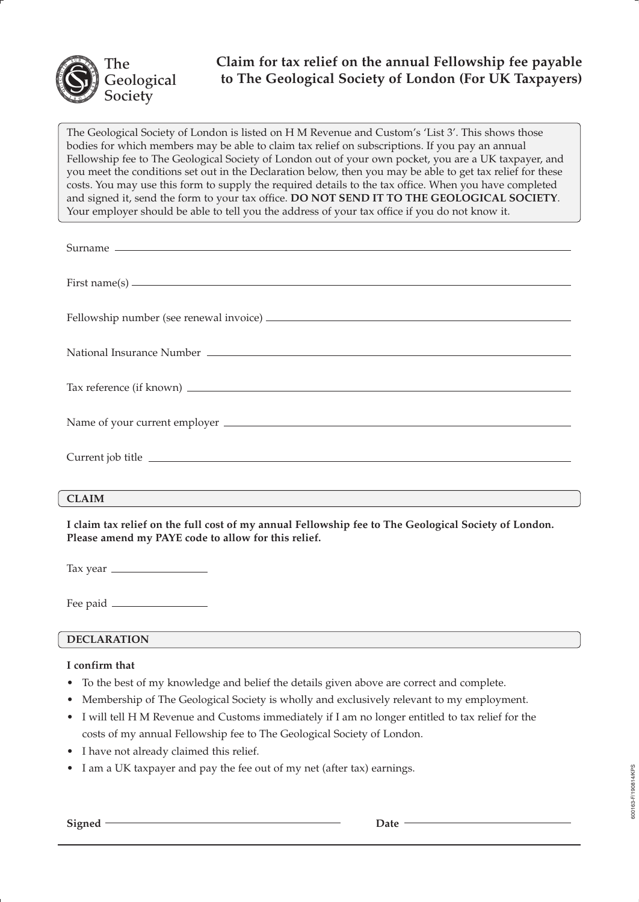The Geological Society

# Claim for tax relief on the annual Fellowship fee payable to The Geological Society of London (For UK Taxpayers)

The Geological Society of London is listed on H M Revenue and Custom's 'List 3'. This shows those bodies for which members may be able to claim tax relief on subscriptions. If you pay an annual Fellowship fee to The Geological Society of London out of your own pocket, you are a UK taxpayer, and you meet the conditions set out in the Declaration below, then you may be able to get tax relief for these costs. You may use this form to supply the required details to the tax office. When you have completed and signed it, send the form to your tax office. **DO NOT SEND IT TO THE GEOLOGICAL SOCIETY**. Your employer should be able to tell you the address of your tax office if you do not know it.

Surname ____________________

First name(s) ____________________

Fellowship number (see renewal invoice) ____________________

National Insurance Number ____________________

Tax reference (if known) ____________________

Name of your current employer ____________________

Current job title ____________________

## CLAIM

**I claim tax relief on the full cost of my annual Fellowship fee to The Geological Society of London. Please amend my PAYE code to allow for this relief.**

Tax year ____________________

Fee paid ____________________

## DECLARATION

**I confirm that**

- To the best of my knowledge and belief the details given above are correct and complete.
- Membership of The Geological Society is wholly and exclusively relevant to my employment.
- I will tell H M Revenue and Customs immediately if I am no longer entitled to tax relief for the costs of my annual Fellowship fee to The Geological Society of London.
- I have not already claimed this relief.
- I am a UK taxpayer and pay the fee out of my net (after tax) earnings.

**Signed** ____________________ **Date** ____________________

600163-F/190814/KPS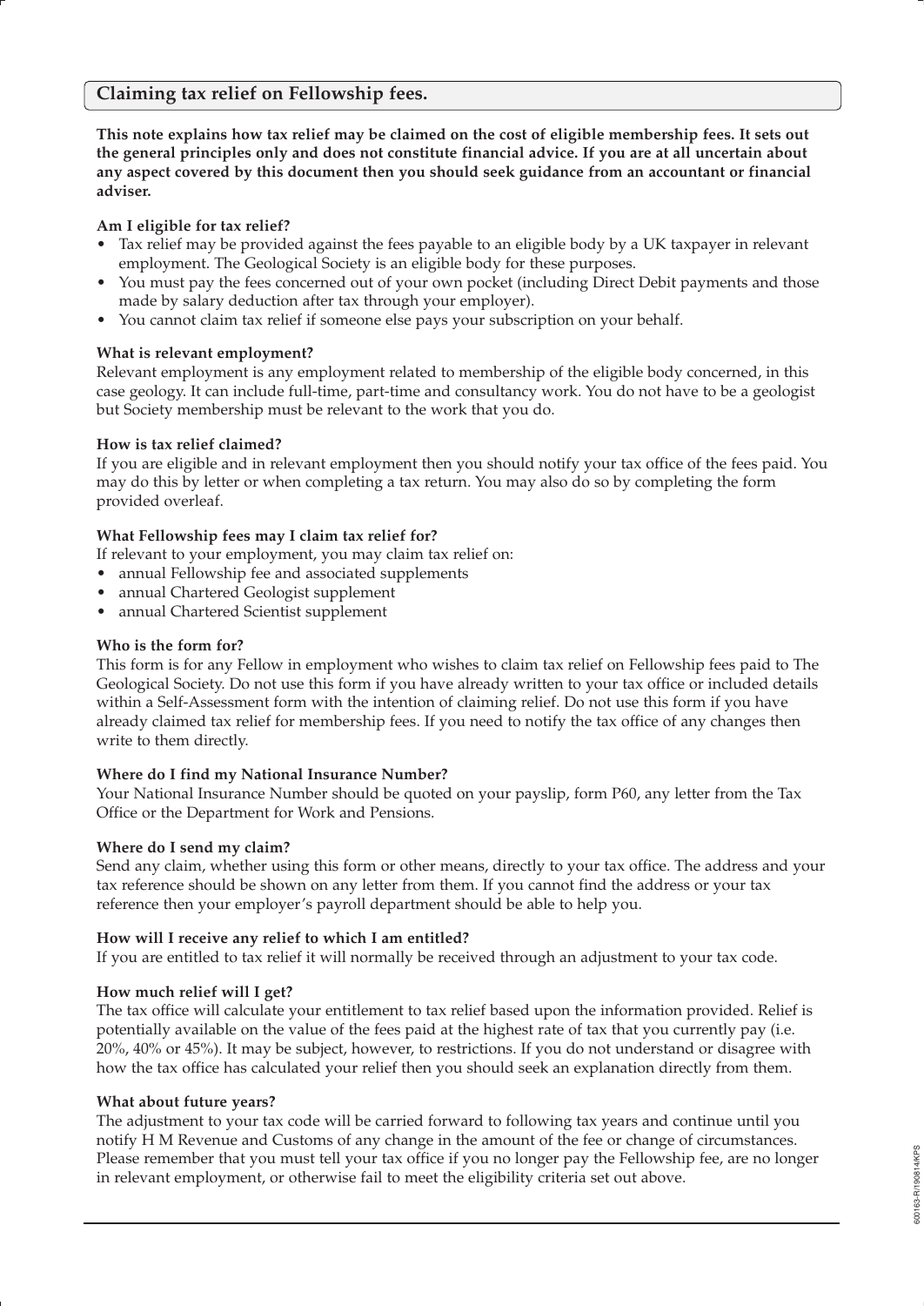## Claiming tax relief on Fellowship fees.

**This note explains how tax relief may be claimed on the cost of eligible membership fees. It sets out the general principles only and does not constitute financial advice. If you are at all uncertain about any aspect covered by this document then you should seek guidance from an accountant or financial adviser.**

### Am I eligible for tax relief?

- Tax relief may be provided against the fees payable to an eligible body by a UK taxpayer in relevant employment. The Geological Society is an eligible body for these purposes.
- You must pay the fees concerned out of your own pocket (including Direct Debit payments and those made by salary deduction after tax through your employer).
- You cannot claim tax relief if someone else pays your subscription on your behalf.

### What is relevant employment?

Relevant employment is any employment related to membership of the eligible body concerned, in this case geology. It can include full-time, part-time and consultancy work. You do not have to be a geologist but Society membership must be relevant to the work that you do.

### How is tax relief claimed?

If you are eligible and in relevant employment then you should notify your tax office of the fees paid. You may do this by letter or when completing a tax return. You may also do so by completing the form provided overleaf.

### What Fellowship fees may I claim tax relief for?

If relevant to your employment, you may claim tax relief on:

- annual Fellowship fee and associated supplements
- annual Chartered Geologist supplement
- annual Chartered Scientist supplement

### Who is the form for?

This form is for any Fellow in employment who wishes to claim tax relief on Fellowship fees paid to The Geological Society. Do not use this form if you have already written to your tax office or included details within a Self-Assessment form with the intention of claiming relief. Do not use this form if you have already claimed tax relief for membership fees. If you need to notify the tax office of any changes then write to them directly.

### Where do I find my National Insurance Number?

Your National Insurance Number should be quoted on your payslip, form P60, any letter from the Tax Office or the Department for Work and Pensions.

### Where do I send my claim?

Send any claim, whether using this form or other means, directly to your tax office. The address and your tax reference should be shown on any letter from them. If you cannot find the address or your tax reference then your employer's payroll department should be able to help you.

### How will I receive any relief to which I am entitled?

If you are entitled to tax relief it will normally be received through an adjustment to your tax code.

### How much relief will I get?

The tax office will calculate your entitlement to tax relief based upon the information provided. Relief is potentially available on the value of the fees paid at the highest rate of tax that you currently pay (i.e. 20%, 40% or 45%). It may be subject, however, to restrictions. If you do not understand or disagree with how the tax office has calculated your relief then you should seek an explanation directly from them.

### What about future years?

The adjustment to your tax code will be carried forward to following tax years and continue until you notify H M Revenue and Customs of any change in the amount of the fee or change of circumstances. Please remember that you must tell your tax office if you no longer pay the Fellowship fee, are no longer in relevant employment, or otherwise fail to meet the eligibility criteria set out above.

600163-R/190814/KPS